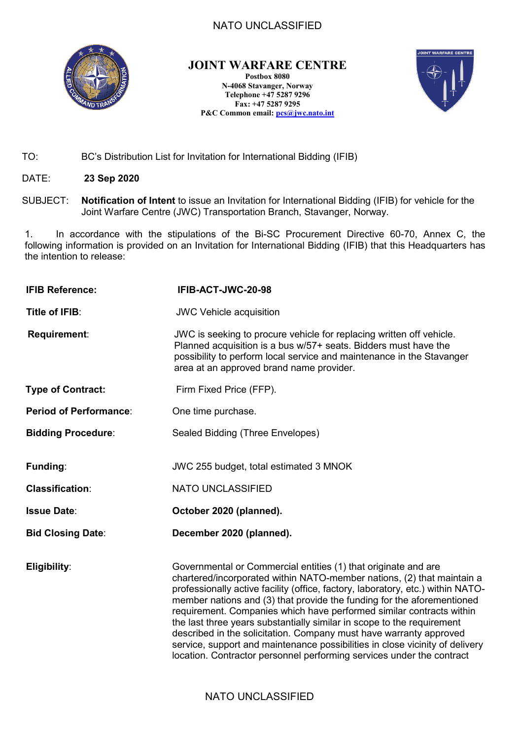# JOINT WARFARE CENTRE

**Postbox 8080**
**N-4068 Stavanger, Norway**
**Telephone +47 5287 9296**
**Fax: +47 5287 9295**
**P&C Common email: pcs@jwc.nato.int**

TO: BC's Distribution List for Invitation for International Bidding (IFIB)

DATE: **23 Sep 2020**

SUBJECT: **Notification of Intent** to issue an Invitation for International Bidding (IFIB) for vehicle for the Joint Warfare Centre (JWC) Transportation Branch, Stavanger, Norway.

1. In accordance with the stipulations of the Bi-SC Procurement Directive 60-70, Annex C, the following information is provided on an Invitation for International Bidding (IFIB) that this Headquarters has the intention to release:

| | |
|---|---|
| **IFIB Reference:** | **IFIB-ACT-JWC-20-98** |
| **Title of IFIB**: | JWC Vehicle acquisition |
| **Requirement**: | JWC is seeking to procure vehicle for replacing written off vehicle. Planned acquisition is a bus w/57+ seats. Bidders must have the possibility to perform local service and maintenance in the Stavanger area at an approved brand name provider. |
| **Type of Contract:** | Firm Fixed Price (FFP). |
| **Period of Performance**: | One time purchase. |
| **Bidding Procedure**: | Sealed Bidding (Three Envelopes) |
| **Funding**: | JWC 255 budget, total estimated 3 MNOK |
| **Classification**: | NATO UNCLASSIFIED |
| **Issue Date**: | **October 2020 (planned).** |
| **Bid Closing Date**: | **December 2020 (planned).** |
| **Eligibility**: | Governmental or Commercial entities (1) that originate and are chartered/incorporated within NATO-member nations, (2) that maintain a professionally active facility (office, factory, laboratory, etc.) within NATO-member nations and (3) that provide the funding for the aforementioned requirement. Companies which have performed similar contracts within the last three years substantially similar in scope to the requirement described in the solicitation. Company must have warranty approved service, support and maintenance possibilities in close vicinity of delivery location. Contractor personnel performing services under the contract |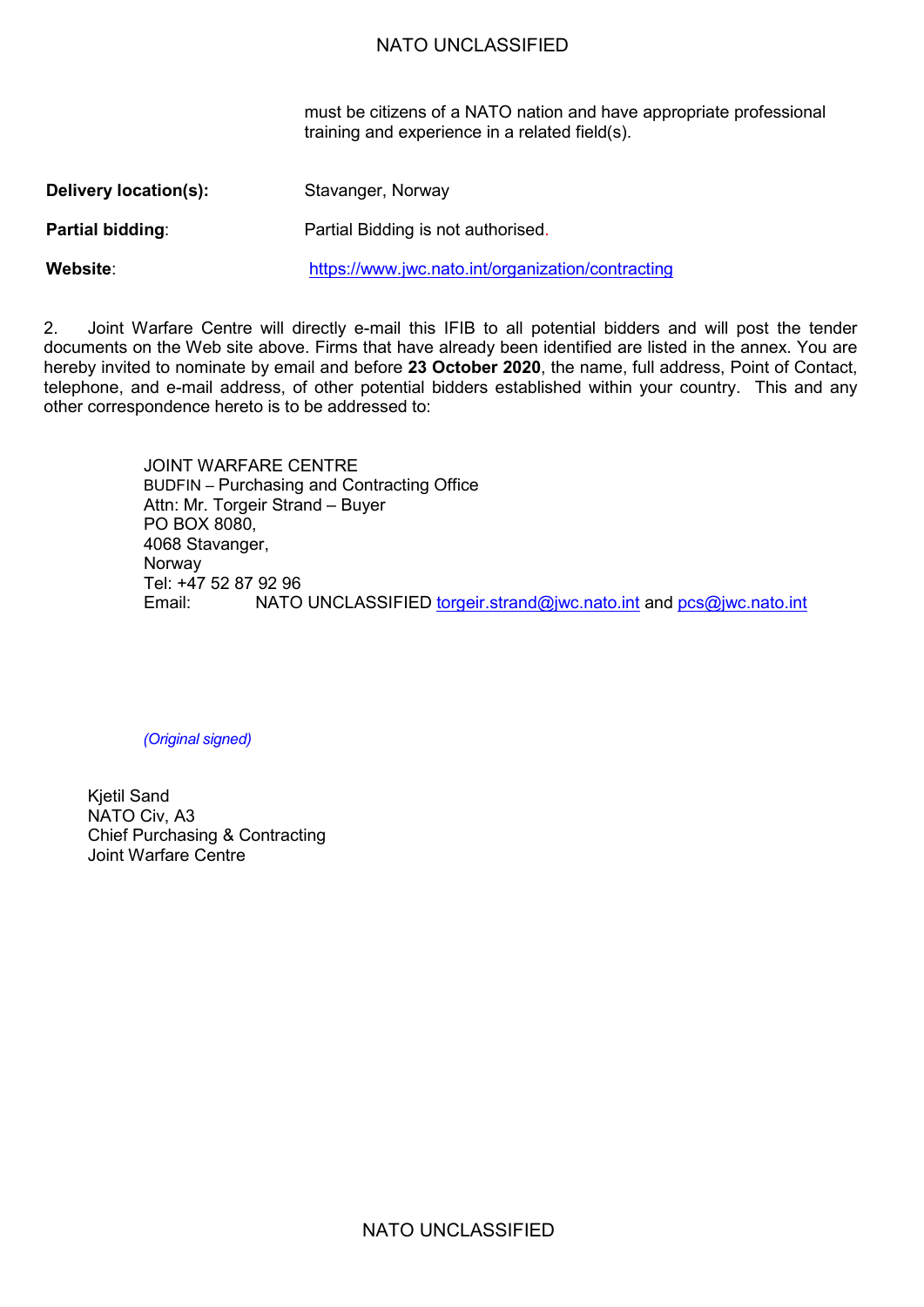must be citizens of a NATO nation and have appropriate professional training and experience in a related field(s).

| | |
|---|---|
| **Delivery location(s):** | Stavanger, Norway |
| **Partial bidding**: | Partial Bidding is not authorised. |
| **Website**: | https://www.jwc.nato.int/organization/contracting |

2. Joint Warfare Centre will directly e-mail this IFIB to all potential bidders and will post the tender documents on the Web site above. Firms that have already been identified are listed in the annex. You are hereby invited to nominate by email and before **23 October 2020**, the name, full address, Point of Contact, telephone, and e-mail address, of other potential bidders established within your country. This and any other correspondence hereto is to be addressed to:

JOINT WARFARE CENTRE
BUDFIN – Purchasing and Contracting Office
Attn: Mr. Torgeir Strand – Buyer
PO BOX 8080,
4068 Stavanger,
Norway
Tel: +47 52 87 92 96
Email: NATO UNCLASSIFIED torgeir.strand@jwc.nato.int and pcs@jwc.nato.int

*(Original signed)*

Kjetil Sand
NATO Civ, A3
Chief Purchasing & Contracting
Joint Warfare Centre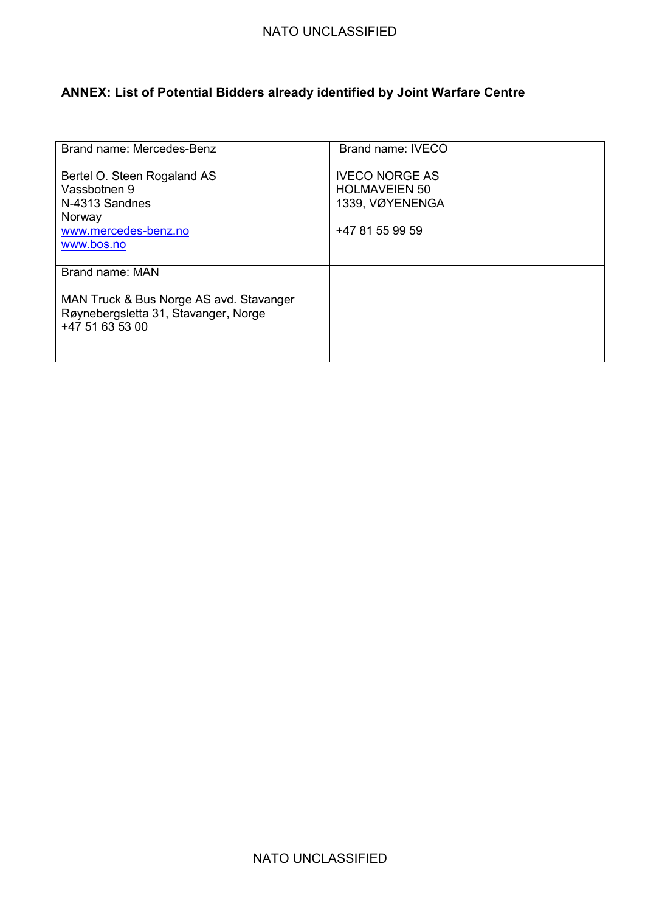**ANNEX: List of Potential Bidders already identified by Joint Warfare Centre**

| | |
|---|---|
| Brand name: Mercedes-Benz<br><br>Bertel O. Steen Rogaland AS<br>Vassbotnen 9<br>N-4313 Sandnes<br>Norway<br>www.mercedes-benz.no<br>www.bos.no | Brand name: IVECO<br><br>IVECO NORGE AS<br>HOLMAVEIEN 50<br>1339, VØYENENGA<br><br>+47 81 55 99 59 |
| Brand name: MAN<br><br>MAN Truck & Bus Norge AS avd. Stavanger<br>Røynebergsletta 31, Stavanger, Norge<br>+47 51 63 53 00 | |
| | |